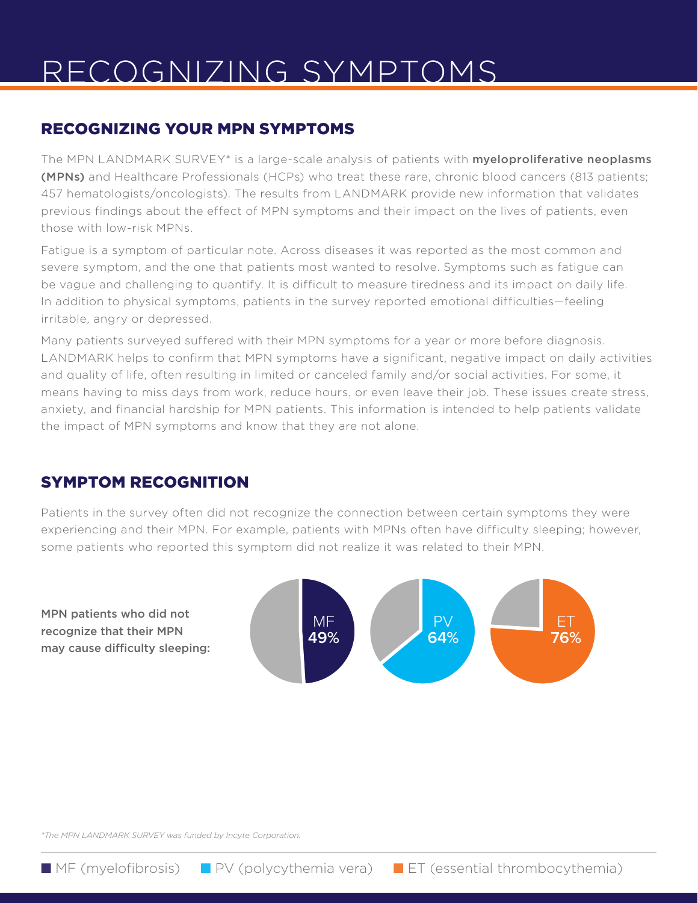# RECOGNIZING SYMPTOMS

## RECOGNIZING YOUR MPN SYMPTOMS

The MPN LANDMARK SURVEY* is a large-scale analysis of patients with **myeloproliferative neoplasms (MPNs)** and Healthcare Professionals (HCPs) who treat these rare, chronic blood cancers (813 patients; 457 hematologists/oncologists). The results from LANDMARK provide new information that validates previous findings about the effect of MPN symptoms and their impact on the lives of patients, even those with low-risk MPNs.

Fatigue is a symptom of particular note. Across diseases it was reported as the most common and severe symptom, and the one that patients most wanted to resolve. Symptoms such as fatigue can be vague and challenging to quantify. It is difficult to measure tiredness and its impact on daily life. In addition to physical symptoms, patients in the survey reported emotional difficulties—feeling irritable, angry or depressed.

Many patients surveyed suffered with their MPN symptoms for a year or more before diagnosis. LANDMARK helps to confirm that MPN symptoms have a significant, negative impact on daily activities and quality of life, often resulting in limited or canceled family and/or social activities. For some, it means having to miss days from work, reduce hours, or even leave their job. These issues create stress, anxiety, and financial hardship for MPN patients. This information is intended to help patients validate the impact of MPN symptoms and know that they are not alone.

## SYMPTOM RECOGNITION

Patients in the survey often did not recognize the connection between certain symptoms they were experiencing and their MPN. For example, patients with MPNs often have difficulty sleeping; however, some patients who reported this symptom did not realize it was related to their MPN.

**MPN patients who did not recognize that their MPN may cause difficulty sleeping:**

MF 49%

PV 64%

ET 76%

*\*The MPN LANDMARK SURVEY was funded by Incyte Corporation.*

■ MF (myelofibrosis) ■ PV (polycythemia vera) ■ ET (essential thrombocythemia)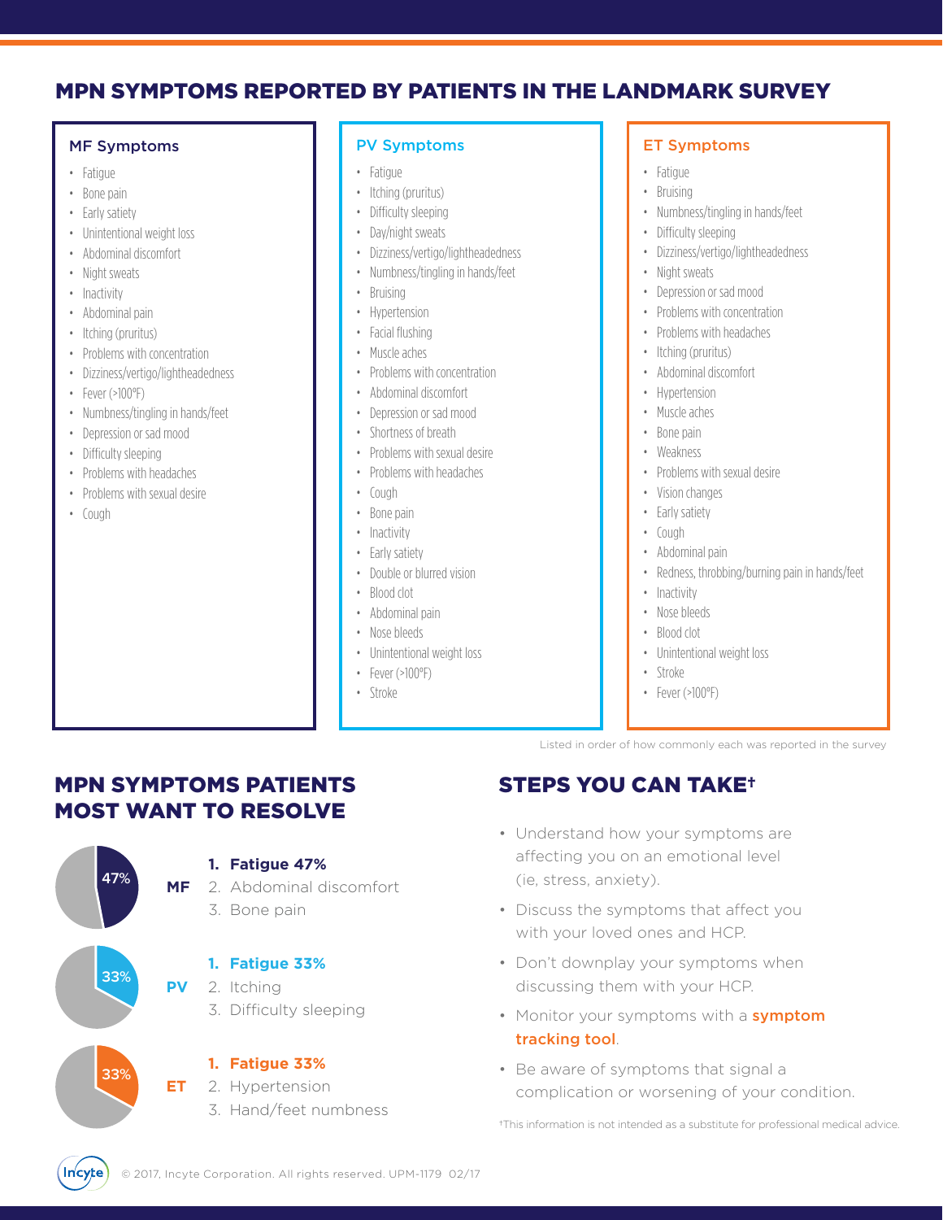# MPN SYMPTOMS REPORTED BY PATIENTS IN THE LANDMARK SURVEY

### MF Symptoms

- Fatigue
- Bone pain
- Early satiety
- Unintentional weight loss
- Abdominal discomfort
- Night sweats
- Inactivity
- Abdominal pain
- Itching (pruritus)
- Problems with concentration
- Dizziness/vertigo/lightheadedness
- Fever (>100°F)
- Numbness/tingling in hands/feet
- Depression or sad mood
- Difficulty sleeping
- Problems with headaches
- Problems with sexual desire
- Cough

### PV Symptoms

- Fatigue
- Itching (pruritus)
- Difficulty sleeping
- Day/night sweats
- Dizziness/vertigo/lightheadedness
- Numbness/tingling in hands/feet
- Bruising
- Hypertension
- Facial flushing
- Muscle aches
- Problems with concentration
- Abdominal discomfort
- Depression or sad mood
- Shortness of breath
- Problems with sexual desire
- Problems with headaches
- Cough
- Bone pain
- Inactivity
- Early satiety
- Double or blurred vision
- Blood clot
- Abdominal pain
- Nose bleeds
- Unintentional weight loss
- Fever (>100°F)
- Stroke

### ET Symptoms

- Fatigue
- Bruising
- Numbness/tingling in hands/feet
- Difficulty sleeping
- Dizziness/vertigo/lightheadedness
- Night sweats
- Depression or sad mood
- Problems with concentration
- Problems with headaches
- Itching (pruritus)
- Abdominal discomfort
- Hypertension
- Muscle aches
- Bone pain
- Weakness
- Problems with sexual desire
- Vision changes
- Early satiety
- Cough
- Abdominal pain
- Redness, throbbing/burning pain in hands/feet
- Inactivity
- Nose bleeds
- Blood clot
- Unintentional weight loss
- Stroke
- Fever (>100°F)

Listed in order of how commonly each was reported in the survey

## MPN SYMPTOMS PATIENTS MOST WANT TO RESOLVE

47%

**MF**

1. **Fatigue 47%**
2. Abdominal discomfort
3. Bone pain

33%

**PV**

1. **Fatigue 33%**
2. Itching
3. Difficulty sleeping

33%

**ET**

1. **Fatigue 33%**
2. Hypertension
3. Hand/feet numbness

## STEPS YOU CAN TAKE†

- Understand how your symptoms are affecting you on an emotional level (ie, stress, anxiety).
- Discuss the symptoms that affect you with your loved ones and HCP.
- Don't downplay your symptoms when discussing them with your HCP.
- Monitor your symptoms with a **symptom tracking tool**.
- Be aware of symptoms that signal a complication or worsening of your condition.

†This information is not intended as a substitute for professional medical advice.

© 2017, Incyte Corporation. All rights reserved. UPM-1179 02/17